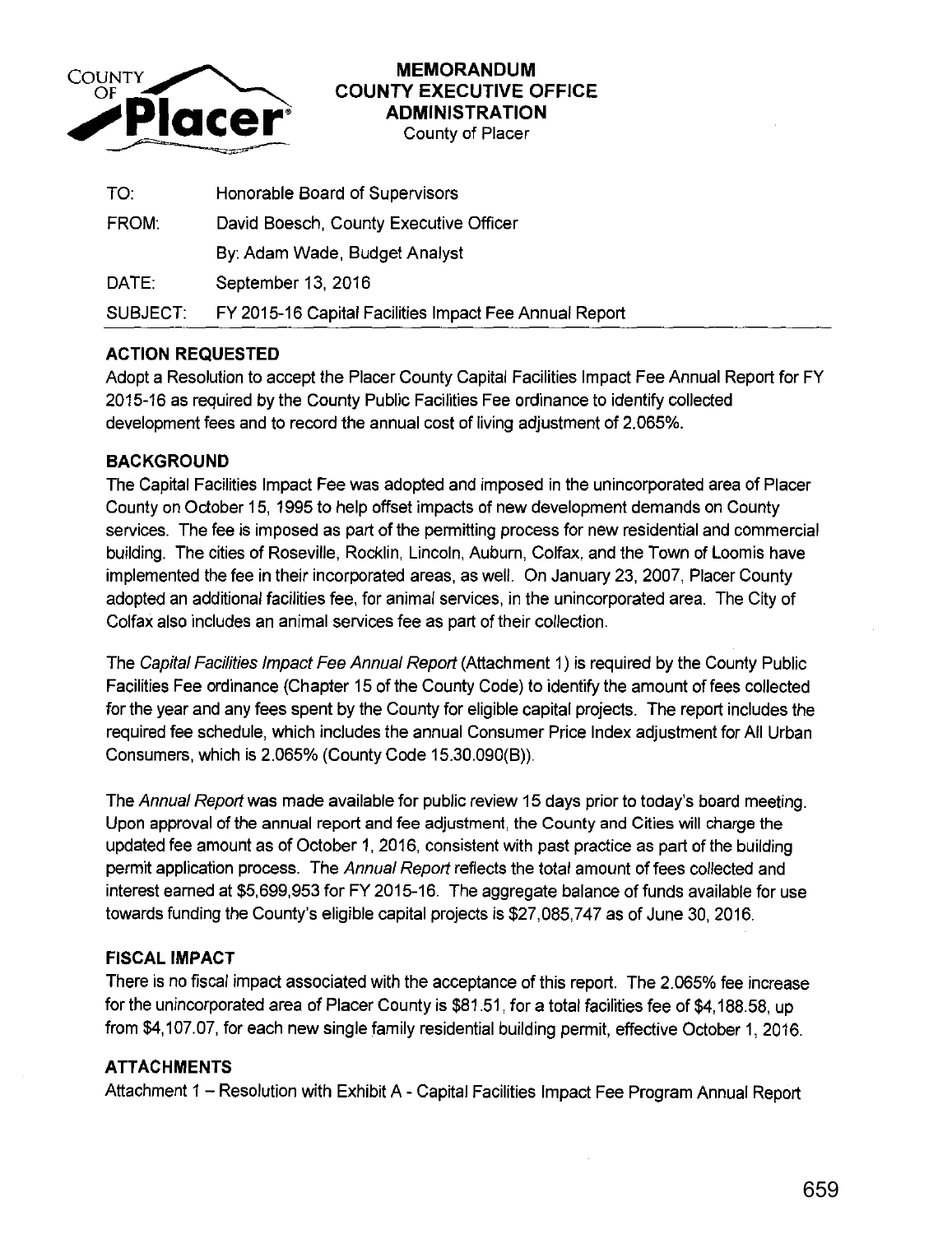**COUNTY OF Placer**

# MEMORANDUM
## COUNTY EXECUTIVE OFFICE
## ADMINISTRATION
County of Placer

| | |
|---|---|
| TO: | Honorable Board of Supervisors |
| FROM: | David Boesch, County Executive Officer |
| | By: Adam Wade, Budget Analyst |
| DATE: | September 13, 2016 |
| SUBJECT: | FY 2015-16 Capital Facilities Impact Fee Annual Report |

### ACTION REQUESTED

Adopt a Resolution to accept the Placer County Capital Facilities Impact Fee Annual Report for FY 2015-16 as required by the County Public Facilities Fee ordinance to identify collected development fees and to record the annual cost of living adjustment of 2.065%.

### BACKGROUND

The Capital Facilities Impact Fee was adopted and imposed in the unincorporated area of Placer County on October 15, 1995 to help offset impacts of new development demands on County services. The fee is imposed as part of the permitting process for new residential and commercial building. The cities of Roseville, Rocklin, Lincoln, Auburn, Colfax, and the Town of Loomis have implemented the fee in their incorporated areas, as well. On January 23, 2007, Placer County adopted an additional facilities fee, for animal services, in the unincorporated area. The City of Colfax also includes an animal services fee as part of their collection.

The *Capital Facilities Impact Fee Annual Report* (Attachment 1) is required by the County Public Facilities Fee ordinance (Chapter 15 of the County Code) to identify the amount of fees collected for the year and any fees spent by the County for eligible capital projects. The report includes the required fee schedule, which includes the annual Consumer Price Index adjustment for All Urban Consumers, which is 2.065% (County Code 15.30.090(B)).

The *Annual Report* was made available for public review 15 days prior to today's board meeting. Upon approval of the annual report and fee adjustment, the County and Cities will charge the updated fee amount as of October 1, 2016, consistent with past practice as part of the building permit application process. The *Annual Report* reflects the total amount of fees collected and interest earned at $5,699,953 for FY 2015-16. The aggregate balance of funds available for use towards funding the County's eligible capital projects is $27,085,747 as of June 30, 2016.

### FISCAL IMPACT

There is no fiscal impact associated with the acceptance of this report. The 2.065% fee increase for the unincorporated area of Placer County is $81.51, for a total facilities fee of $4,188.58, up from $4,107.07, for each new single family residential building permit, effective October 1, 2016.

### ATTACHMENTS

Attachment 1 – Resolution with Exhibit A - Capital Facilities Impact Fee Program Annual Report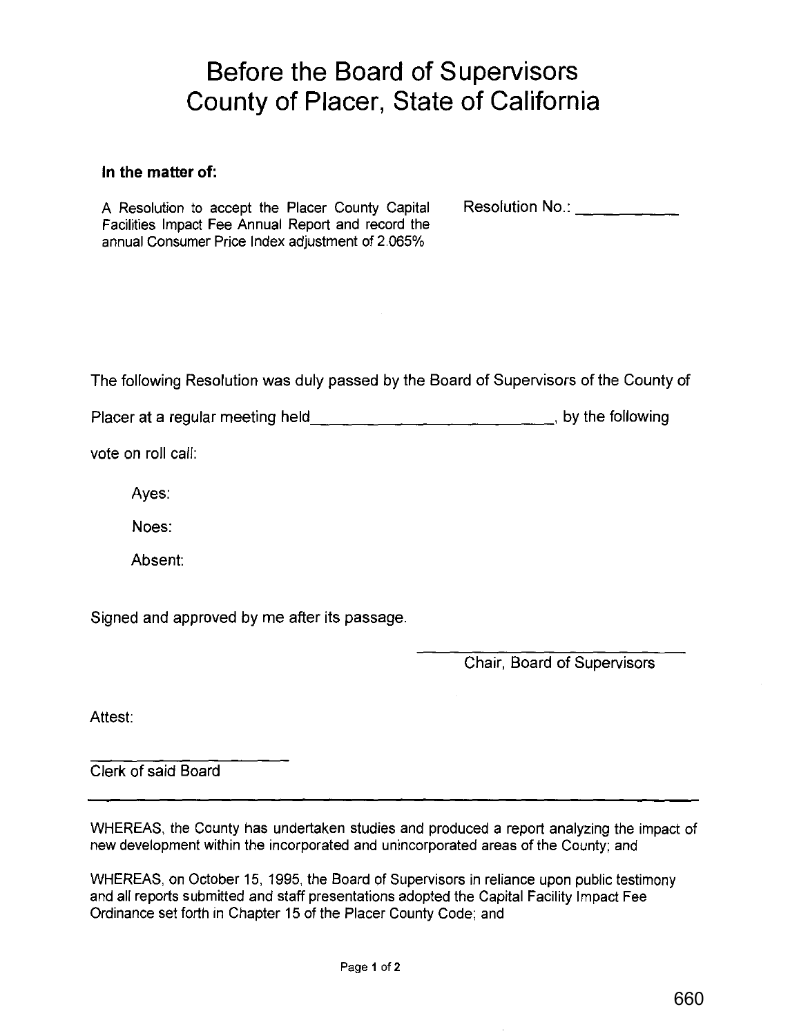# Before the Board of Supervisors
# County of Placer, State of California

**In the matter of:**

A Resolution to accept the Placer County Capital Facilities Impact Fee Annual Report and record the annual Consumer Price Index adjustment of 2.065%

Resolution No.: ___________

The following Resolution was duly passed by the Board of Supervisors of the County of Placer at a regular meeting held___________________________, by the following vote on roll call:

Ayes:

Noes:

Absent:

Signed and approved by me after its passage.

___________________________
Chair, Board of Supervisors

Attest:

___________________
Clerk of said Board

---

WHEREAS, the County has undertaken studies and produced a report analyzing the impact of new development within the incorporated and unincorporated areas of the County; and

WHEREAS, on October 15, 1995, the Board of Supervisors in reliance upon public testimony and all reports submitted and staff presentations adopted the Capital Facility Impact Fee Ordinance set forth in Chapter 15 of the Placer County Code; and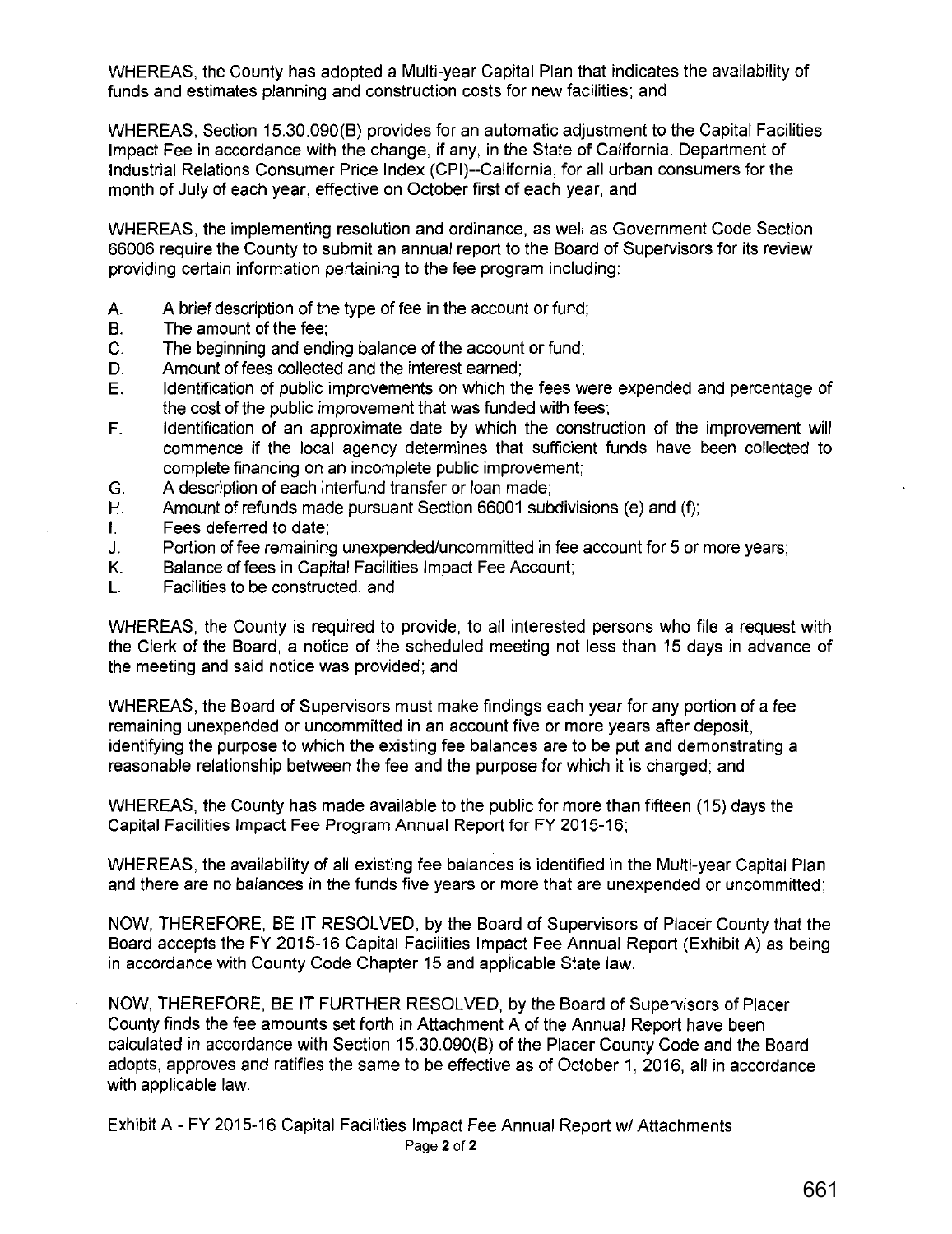WHEREAS, the County has adopted a Multi-year Capital Plan that indicates the availability of funds and estimates planning and construction costs for new facilities; and

WHEREAS, Section 15.30.090(B) provides for an automatic adjustment to the Capital Facilities Impact Fee in accordance with the change, if any, in the State of California, Department of Industrial Relations Consumer Price Index (CPI)--California, for all urban consumers for the month of July of each year, effective on October first of each year, and

WHEREAS, the implementing resolution and ordinance, as well as Government Code Section 66006 require the County to submit an annual report to the Board of Supervisors for its review providing certain information pertaining to the fee program including:

A. A brief description of the type of fee in the account or fund;
B. The amount of the fee;
C. The beginning and ending balance of the account or fund;
D. Amount of fees collected and the interest earned;
E. Identification of public improvements on which the fees were expended and percentage of the cost of the public improvement that was funded with fees;
F. Identification of an approximate date by which the construction of the improvement will commence if the local agency determines that sufficient funds have been collected to complete financing on an incomplete public improvement;
G. A description of each interfund transfer or loan made;
H. Amount of refunds made pursuant Section 66001 subdivisions (e) and (f);
I. Fees deferred to date;
J. Portion of fee remaining unexpended/uncommitted in fee account for 5 or more years;
K. Balance of fees in Capital Facilities Impact Fee Account;
L. Facilities to be constructed; and

WHEREAS, the County is required to provide, to all interested persons who file a request with the Clerk of the Board, a notice of the scheduled meeting not less than 15 days in advance of the meeting and said notice was provided; and

WHEREAS, the Board of Supervisors must make findings each year for any portion of a fee remaining unexpended or uncommitted in an account five or more years after deposit, identifying the purpose to which the existing fee balances are to be put and demonstrating a reasonable relationship between the fee and the purpose for which it is charged; and

WHEREAS, the County has made available to the public for more than fifteen (15) days the Capital Facilities Impact Fee Program Annual Report for FY 2015-16;

WHEREAS, the availability of all existing fee balances is identified in the Multi-year Capital Plan and there are no balances in the funds five years or more that are unexpended or uncommitted;

NOW, THEREFORE, BE IT RESOLVED, by the Board of Supervisors of Placer County that the Board accepts the FY 2015-16 Capital Facilities Impact Fee Annual Report (Exhibit A) as being in accordance with County Code Chapter 15 and applicable State law.

NOW, THEREFORE, BE IT FURTHER RESOLVED, by the Board of Supervisors of Placer County finds the fee amounts set forth in Attachment A of the Annual Report have been calculated in accordance with Section 15.30.090(B) of the Placer County Code and the Board adopts, approves and ratifies the same to be effective as of October 1, 2016, all in accordance with applicable law.

Exhibit A - FY 2015-16 Capital Facilities Impact Fee Annual Report w/ Attachments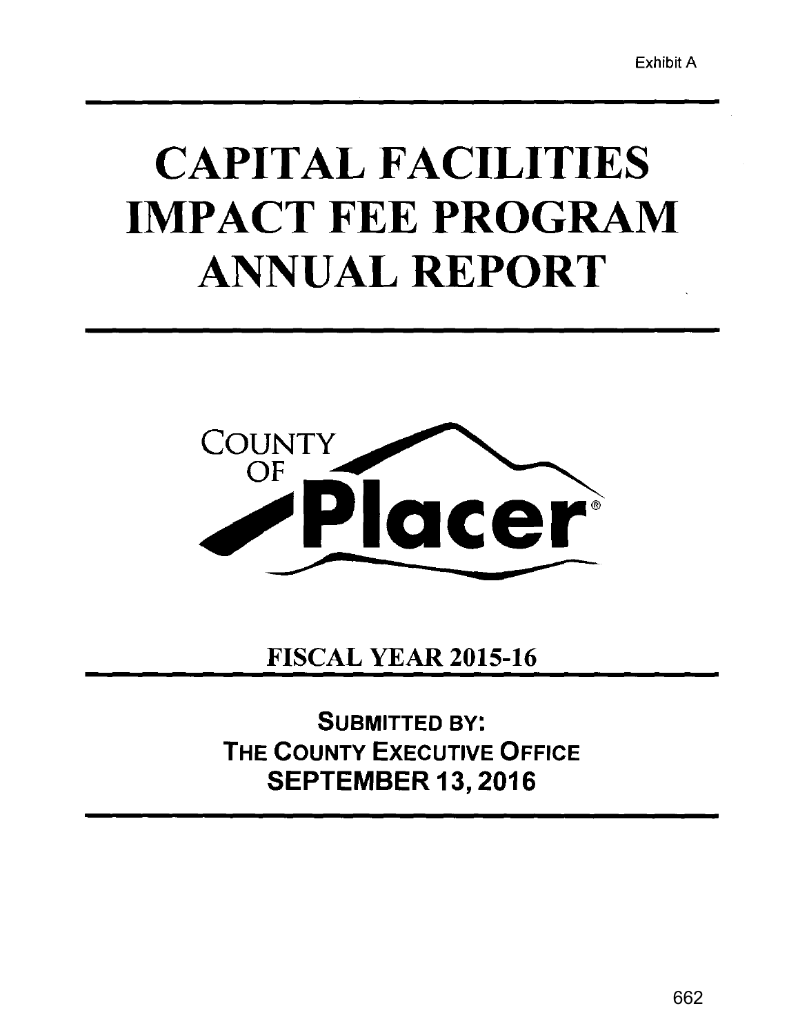Exhibit A

# CAPITAL FACILITIES IMPACT FEE PROGRAM ANNUAL REPORT

COUNTY OF Placer

## FISCAL YEAR 2015-16

**SUBMITTED BY:**
**THE COUNTY EXECUTIVE OFFICE**
**SEPTEMBER 13, 2016**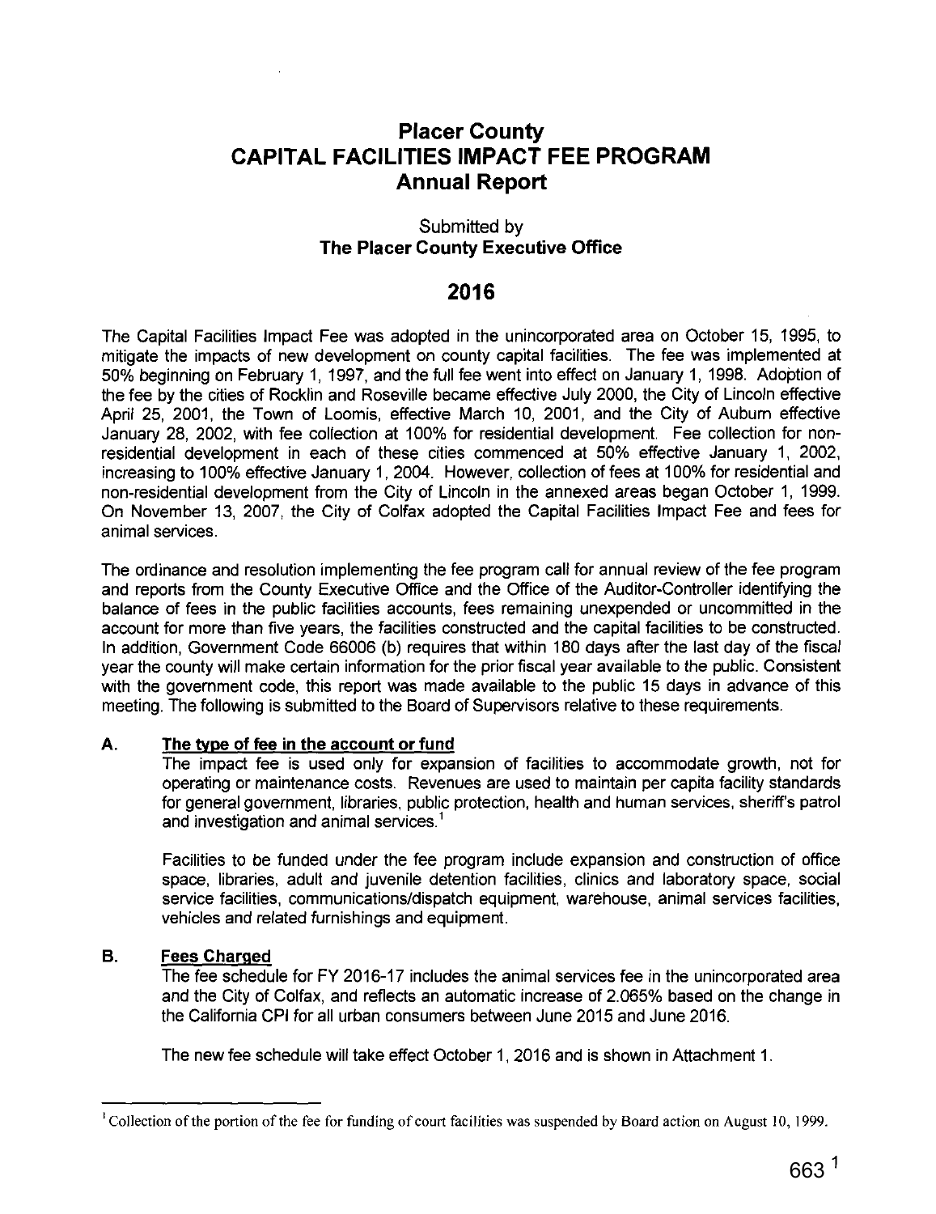# Placer County
# CAPITAL FACILITIES IMPACT FEE PROGRAM
# Annual Report

### Submitted by
### The Placer County Executive Office

## 2016

The Capital Facilities Impact Fee was adopted in the unincorporated area on October 15, 1995, to mitigate the impacts of new development on county capital facilities. The fee was implemented at 50% beginning on February 1, 1997, and the full fee went into effect on January 1, 1998. Adoption of the fee by the cities of Rocklin and Roseville became effective July 2000, the City of Lincoln effective April 25, 2001, the Town of Loomis, effective March 10, 2001, and the City of Auburn effective January 28, 2002, with fee collection at 100% for residential development. Fee collection for non-residential development in each of these cities commenced at 50% effective January 1, 2002, increasing to 100% effective January 1, 2004. However, collection of fees at 100% for residential and non-residential development from the City of Lincoln in the annexed areas began October 1, 1999. On November 13, 2007, the City of Colfax adopted the Capital Facilities Impact Fee and fees for animal services.

The ordinance and resolution implementing the fee program call for annual review of the fee program and reports from the County Executive Office and the Office of the Auditor-Controller identifying the balance of fees in the public facilities accounts, fees remaining unexpended or uncommitted in the account for more than five years, the facilities constructed and the capital facilities to be constructed. In addition, Government Code 66006 (b) requires that within 180 days after the last day of the fiscal year the county will make certain information for the prior fiscal year available to the public. Consistent with the government code, this report was made available to the public 15 days in advance of this meeting. The following is submitted to the Board of Supervisors relative to these requirements.

**A. The type of fee in the account or fund**

The impact fee is used only for expansion of facilities to accommodate growth, not for operating or maintenance costs. Revenues are used to maintain per capita facility standards for general government, libraries, public protection, health and human services, sheriff's patrol and investigation and animal services.[1]

Facilities to be funded under the fee program include expansion and construction of office space, libraries, adult and juvenile detention facilities, clinics and laboratory space, social service facilities, communications/dispatch equipment, warehouse, animal services facilities, vehicles and related furnishings and equipment.

**B. Fees Charged**

The fee schedule for FY 2016-17 includes the animal services fee in the unincorporated area and the City of Colfax, and reflects an automatic increase of 2.065% based on the change in the California CPI for all urban consumers between June 2015 and June 2016.

The new fee schedule will take effect October 1, 2016 and is shown in Attachment 1.

[1] Collection of the portion of the fee for funding of court facilities was suspended by Board action on August 10, 1999.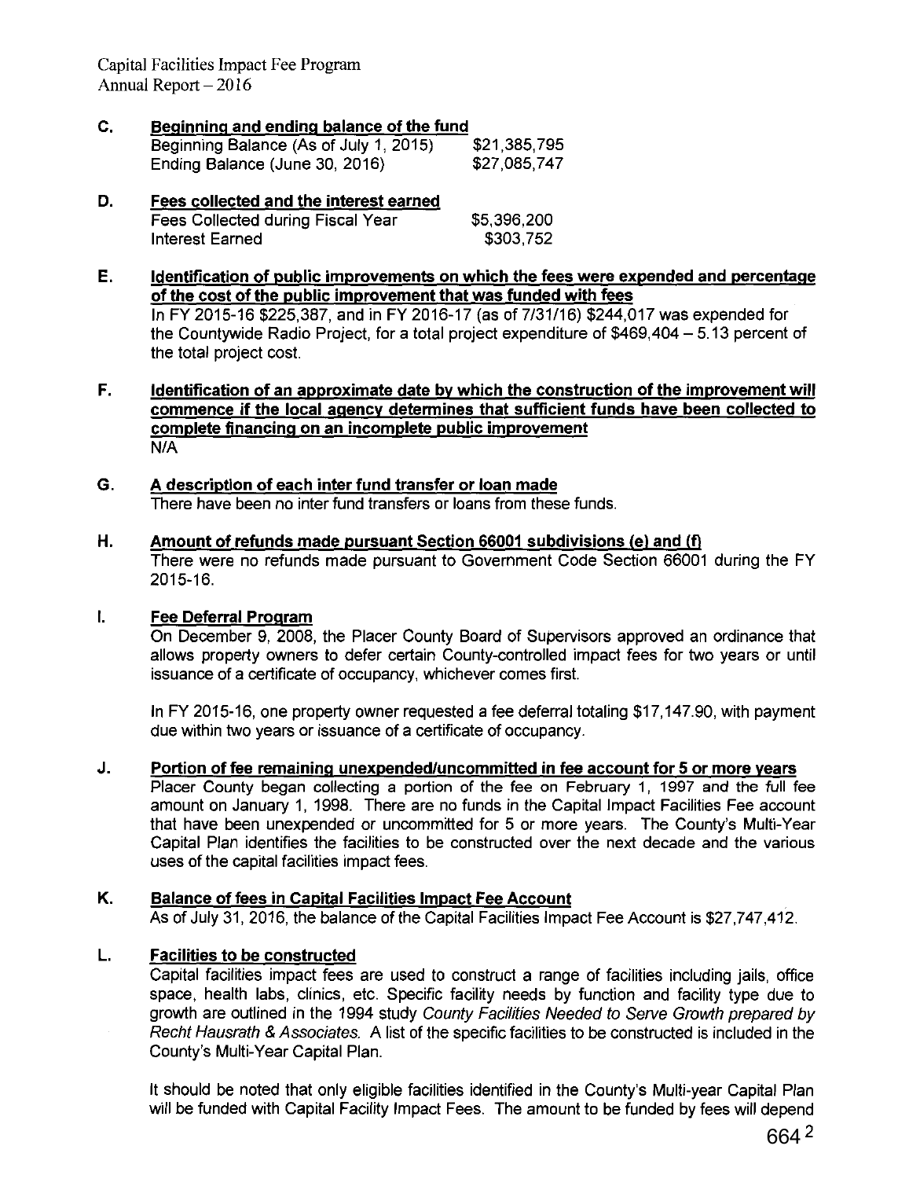**C. Beginning and ending balance of the fund**

| | |
|---|---|
| Beginning Balance (As of July 1, 2015) | $21,385,795 |
| Ending Balance (June 30, 2016) | $27,085,747 |

**D. Fees collected and the interest earned**

| | |
|---|---|
| Fees Collected during Fiscal Year | $5,396,200 |
| Interest Earned | $303,752 |

**E. Identification of public improvements on which the fees were expended and percentage of the cost of the public improvement that was funded with fees**

In FY 2015-16 $225,387, and in FY 2016-17 (as of 7/31/16) $244,017 was expended for the Countywide Radio Project, for a total project expenditure of $469,404 – 5.13 percent of the total project cost.

**F. Identification of an approximate date by which the construction of the improvement will commence if the local agency determines that sufficient funds have been collected to complete financing on an incomplete public improvement**

N/A

**G. A description of each inter fund transfer or loan made**

There have been no inter fund transfers or loans from these funds.

**H. Amount of refunds made pursuant Section 66001 subdivisions (e) and (f)**

There were no refunds made pursuant to Government Code Section 66001 during the FY 2015-16.

**I. Fee Deferral Program**

On December 9, 2008, the Placer County Board of Supervisors approved an ordinance that allows property owners to defer certain County-controlled impact fees for two years or until issuance of a certificate of occupancy, whichever comes first.

In FY 2015-16, one property owner requested a fee deferral totaling $17,147.90, with payment due within two years or issuance of a certificate of occupancy.

**J. Portion of fee remaining unexpended/uncommitted in fee account for 5 or more years**

Placer County began collecting a portion of the fee on February 1, 1997 and the full fee amount on January 1, 1998. There are no funds in the Capital Impact Facilities Fee account that have been unexpended or uncommitted for 5 or more years. The County's Multi-Year Capital Plan identifies the facilities to be constructed over the next decade and the various uses of the capital facilities impact fees.

**K. Balance of fees in Capital Facilities Impact Fee Account**

As of July 31, 2016, the balance of the Capital Facilities Impact Fee Account is $27,747,412.

**L. Facilities to be constructed**

Capital facilities impact fees are used to construct a range of facilities including jails, office space, health labs, clinics, etc. Specific facility needs by function and facility type due to growth are outlined in the 1994 study *County Facilities Needed to Serve Growth prepared by Recht Hausrath & Associates.* A list of the specific facilities to be constructed is included in the County's Multi-Year Capital Plan.

It should be noted that only eligible facilities identified in the County's Multi-year Capital Plan will be funded with Capital Facility Impact Fees. The amount to be funded by fees will depend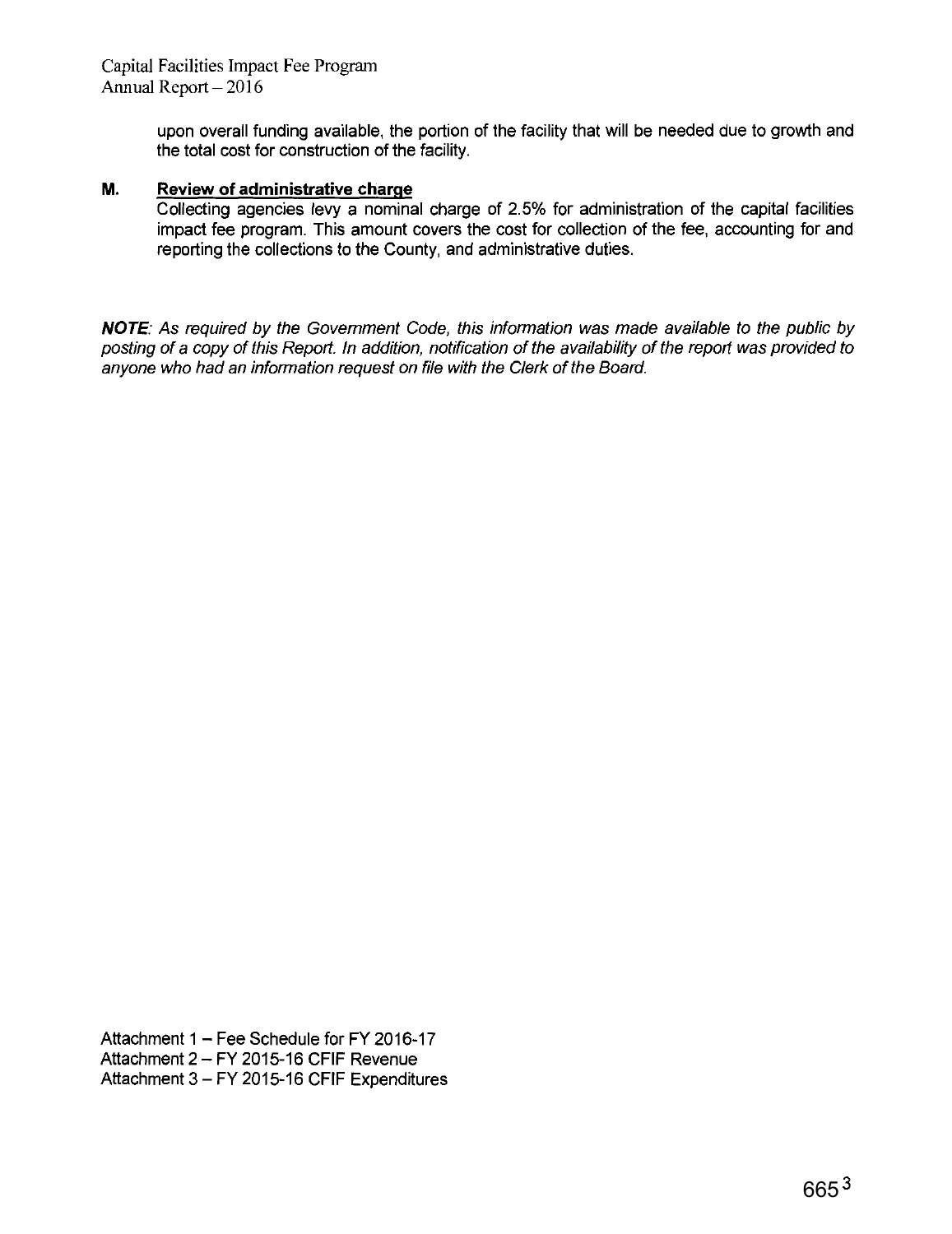upon overall funding available, the portion of the facility that will be needed due to growth and the total cost for construction of the facility.

### M. Review of administrative charge

Collecting agencies levy a nominal charge of 2.5% for administration of the capital facilities impact fee program. This amount covers the cost for collection of the fee, accounting for and reporting the collections to the County, and administrative duties.

***NOTE**: As required by the Government Code, this information was made available to the public by posting of a copy of this Report. In addition, notification of the availability of the report was provided to anyone who had an information request on file with the Clerk of the Board.*

Attachment 1 – Fee Schedule for FY 2016-17
Attachment 2 – FY 2015-16 CFIF Revenue
Attachment 3 – FY 2015-16 CFIF Expenditures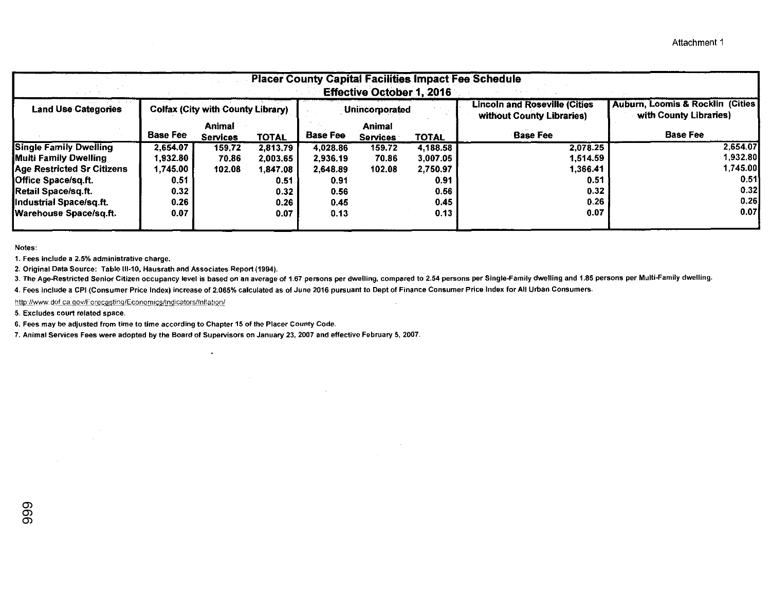Attachment 1

| Placer County Capital Facilities Impact Fee Schedule Effective October 1, 2016 | | | | | | | | |
|---|---|---|---|---|---|---|---|---|
| Land Use Categories | Colfax (City with County Library) | | | Unincorporated | | | Lincoln and Roseville (Cities without County Libraries) | Auburn, Loomis & Rocklin (Cities with County Libraries) |
| | Base Fee | Animal Services | TOTAL | Base Fee | Animal Services | TOTAL | Base Fee | Base Fee |
| Single Family Dwelling | 2,654.07 | 159.72 | 2,813.79 | 4,028.86 | 159.72 | 4,188.58 | 2,078.25 | 2,654.07 |
| Multi Family Dwelling | 1,932.80 | 70.86 | 2,003.65 | 2,936.19 | 70.86 | 3,007.05 | 1,514.59 | 1,932.80 |
| Age Restricted Sr Citizens | 1,745.00 | 102.08 | 1,847.08 | 2,648.89 | 102.08 | 2,750.97 | 1,366.41 | 1,745.00 |
| Office Space/sq.ft. | 0.51 | | 0.51 | 0.91 | | 0.91 | 0.51 | 0.51 |
| Retail Space/sq.ft. | 0.32 | | 0.32 | 0.56 | | 0.56 | 0.32 | 0.32 |
| Industrial Space/sq.ft. | 0.26 | | 0.26 | 0.45 | | 0.45 | 0.26 | 0.26 |
| Warehouse Space/sq.ft. | 0.07 | | 0.07 | 0.13 | | 0.13 | 0.07 | 0.07 |

Notes:

1. Fees include a 2.5% administrative charge.
2. Original Data Source: Table III-10, Hausrath and Associates Report (1994).
3. The Age-Restricted Senior Citizen occupancy level is based on an average of 1.67 persons per dwelling, compared to 2.54 persons per Single-Family dwelling and 1.85 persons per Multi-Family dwelling.
4. Fees include a CPI (Consumer Price Index) increase of 2.065% calculated as of June 2016 pursuant to Dept of Finance Consumer Price Index for All Urban Consumers.

http://www.dof.ca.gov/Forecasting/Economics/Indicators/Inflation/

5. Excludes court related space.
6. Fees may be adjusted from time to time according to Chapter 15 of the Placer County Code.
7. Animal Services Fees were adopted by the Board of Supervisors on January 23, 2007 and effective February 5, 2007.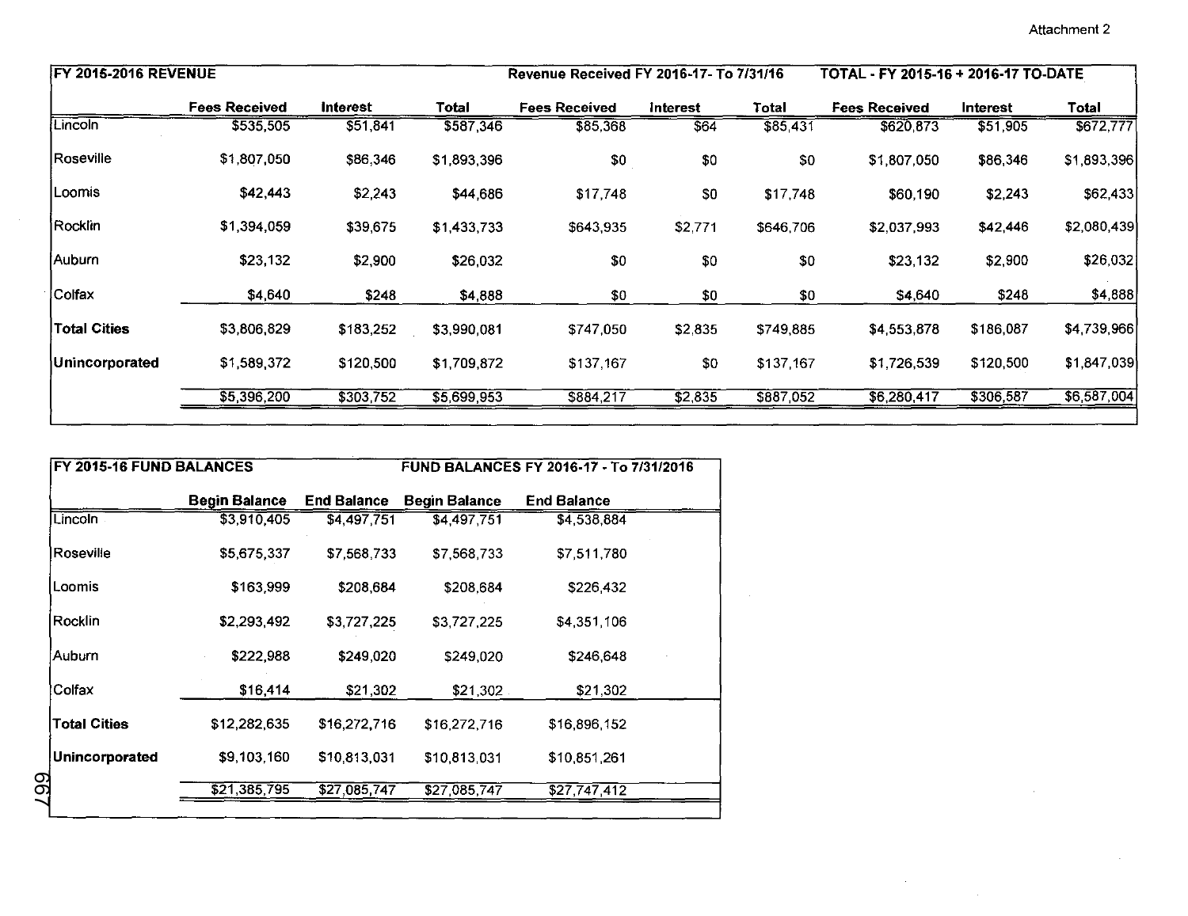Attachment 2

| FY 2015-2016 REVENUE | | | | Revenue Received FY 2016-17- To 7/31/16 | | | TOTAL - FY 2015-16 + 2016-17 TO-DATE | | |
|---|---|---|---|---|---|---|---|---|---|
| | Fees Received | Interest | Total | Fees Received | Interest | Total | Fees Received | Interest | Total |
| Lincoln | $535,505 | $51,841 | $587,346 | $85,368 | $64 | $85,431 | $620,873 | $51,905 | $672,777 |
| Roseville | $1,807,050 | $86,346 | $1,893,396 | $0 | $0 | $0 | $1,807,050 | $86,346 | $1,893,396 |
| Loomis | $42,443 | $2,243 | $44,686 | $17,748 | $0 | $17,748 | $60,190 | $2,243 | $62,433 |
| Rocklin | $1,394,059 | $39,675 | $1,433,733 | $643,935 | $2,771 | $646,706 | $2,037,993 | $42,446 | $2,080,439 |
| Auburn | $23,132 | $2,900 | $26,032 | $0 | $0 | $0 | $23,132 | $2,900 | $26,032 |
| Colfax | $4,640 | $248 | $4,888 | $0 | $0 | $0 | $4,640 | $248 | $4,888 |
| **Total Cities** | $3,806,829 | $183,252 | $3,990,081 | $747,050 | $2,835 | $749,885 | $4,553,878 | $186,087 | $4,739,966 |
| **Unincorporated** | $1,589,372 | $120,500 | $1,709,872 | $137,167 | $0 | $137,167 | $1,726,539 | $120,500 | $1,847,039 |
| | $5,396,200 | $303,752 | $5,699,953 | $884,217 | $2,835 | $887,052 | $6,280,417 | $306,587 | $6,587,004 |

| FY 2015-16 FUND BALANCES | | | FUND BALANCES FY 2016-17 - To 7/31/2016 | |
|---|---|---|---|---|
| | Begin Balance | End Balance | Begin Balance | End Balance |
| Lincoln | $3,910,405 | $4,497,751 | $4,497,751 | $4,538,884 |
| Roseville | $5,675,337 | $7,568,733 | $7,568,733 | $7,511,780 |
| Loomis | $163,999 | $208,684 | $208,684 | $226,432 |
| Rocklin | $2,293,492 | $3,727,225 | $3,727,225 | $4,351,106 |
| Auburn | $222,988 | $249,020 | $249,020 | $246,648 |
| Colfax | $16,414 | $21,302 | $21,302 | $21,302 |
| **Total Cities** | $12,282,635 | $16,272,716 | $16,272,716 | $16,896,152 |
| **Unincorporated** | $9,103,160 | $10,813,031 | $10,813,031 | $10,851,261 |
| | $21,385,795 | $27,085,747 | $27,085,747 | $27,747,412 |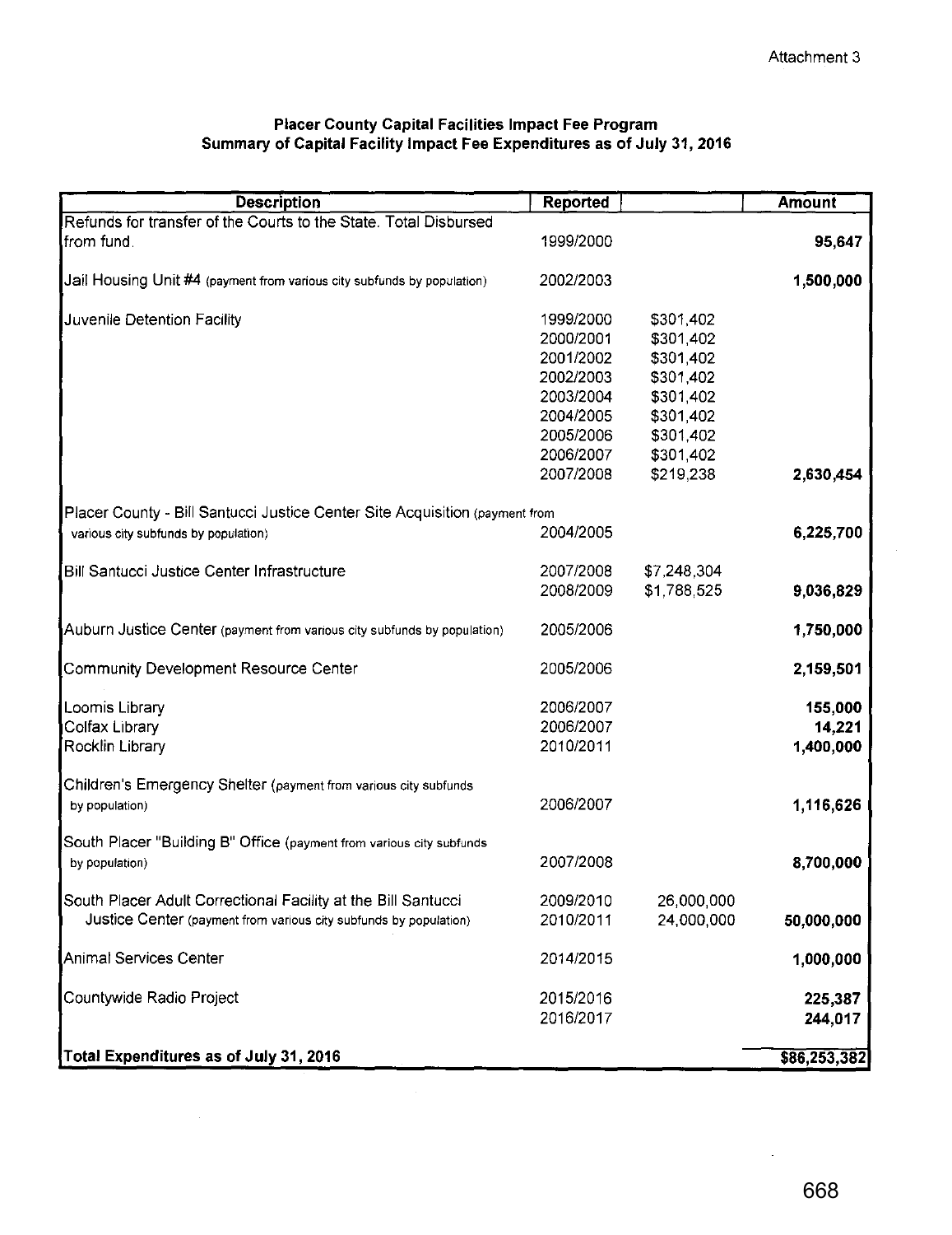Attachment 3

**Placer County Capital Facilities Impact Fee Program**
**Summary of Capital Facility Impact Fee Expenditures as of July 31, 2016**

| Description | Reported | | Amount |
|---|---|---|---|
| Refunds for transfer of the Courts to the State. Total Disbursed from fund. | 1999/2000 | | **95,647** |
| Jail Housing Unit #4 (payment from various city subfunds by population) | 2002/2003 | | **1,500,000** |
| Juvenile Detention Facility | 1999/2000 | $301,402 | |
| | 2000/2001 | $301,402 | |
| | 2001/2002 | $301,402 | |
| | 2002/2003 | $301,402 | |
| | 2003/2004 | $301,402 | |
| | 2004/2005 | $301,402 | |
| | 2005/2006 | $301,402 | |
| | 2006/2007 | $301,402 | |
| | 2007/2008 | $219,238 | **2,630,454** |
| Placer County - Bill Santucci Justice Center Site Acquisition (payment from various city subfunds by population) | 2004/2005 | | **6,225,700** |
| Bill Santucci Justice Center Infrastructure | 2007/2008 | $7,248,304 | |
| | 2008/2009 | $1,788,525 | **9,036,829** |
| Auburn Justice Center (payment from various city subfunds by population) | 2005/2006 | | **1,750,000** |
| Community Development Resource Center | 2005/2006 | | **2,159,501** |
| Loomis Library | 2006/2007 | | **155,000** |
| Colfax Library | 2006/2007 | | **14,221** |
| Rocklin Library | 2010/2011 | | **1,400,000** |
| Children's Emergency Shelter (payment from various city subfunds by population) | 2006/2007 | | **1,116,626** |
| South Placer "Building B" Office (payment from various city subfunds by population) | 2007/2008 | | **8,700,000** |
| South Placer Adult Correctional Facility at the Bill Santucci | 2009/2010 | 26,000,000 | |
| Justice Center (payment from various city subfunds by population) | 2010/2011 | 24,000,000 | **50,000,000** |
| Animal Services Center | 2014/2015 | | **1,000,000** |
| Countywide Radio Project | 2015/2016 | | **225,387** |
| | 2016/2017 | | **244,017** |
| **Total Expenditures as of July 31, 2016** | | | **$86,253,382** |